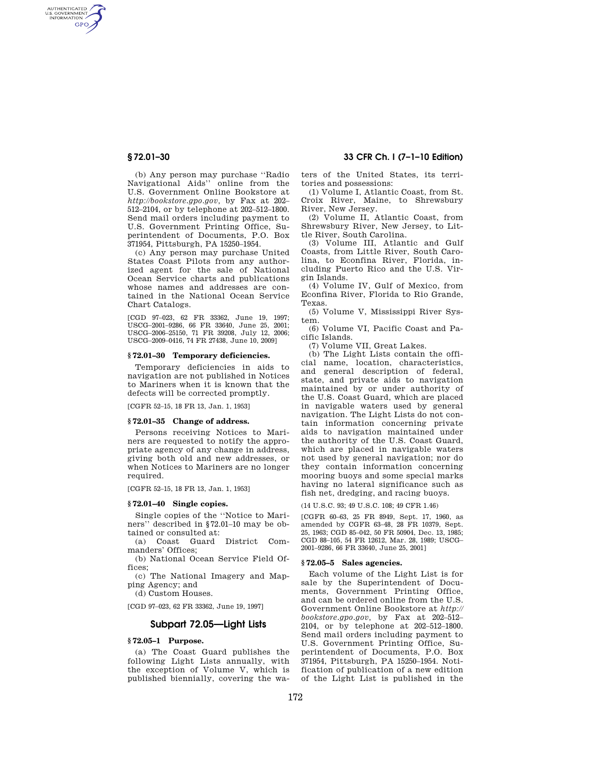(b) Any person may purchase "Radio Navigational Aids" online from the U.S. Government Online Bookstore at *http://bookstore.gpo.gov*, by Fax at 202–512–2104, or by telephone at 202–512–1800. Send mail orders including payment to U.S. Government Printing Office, Superintendent of Documents, P.O. Box 371954, Pittsburgh, PA 15250–1954.

(c) Any person may purchase United States Coast Pilots from any authorized agent for the sale of National Ocean Service charts and publications whose names and addresses are contained in the National Ocean Service Chart Catalogs.

[CGD 97–023, 62 FR 33362, June 19, 1997; USCG–2001–9286, 66 FR 33640, June 25, 2001; USCG–2006–25150, 71 FR 39208, July 12, 2006; USCG–2009–0416, 74 FR 27438, June 10, 2009]

#### § 72.01–30 Temporary deficiencies.

Temporary deficiencies in aids to navigation are not published in Notices to Mariners when it is known that the defects will be corrected promptly.

[CGFR 52–15, 18 FR 13, Jan. 1, 1953]

#### § 72.01–35 Change of address.

Persons receiving Notices to Mariners are requested to notify the appropriate agency of any change in address, giving both old and new addresses, or when Notices to Mariners are no longer required.

[CGFR 52–15, 18 FR 13, Jan. 1, 1953]

#### § 72.01–40 Single copies.

Single copies of the "Notice to Mariners" described in § 72.01–10 may be obtained or consulted at:

(a) Coast Guard District Commanders' Offices;

(b) National Ocean Service Field Offices;

(c) The National Imagery and Mapping Agency; and

(d) Custom Houses.

[CGD 97–023, 62 FR 33362, June 19, 1997]

## Subpart 72.05—Light Lists

#### § 72.05–1 Purpose.

(a) The Coast Guard publishes the following Light Lists annually, with the exception of Volume V, which is published biennially, covering the waters of the United States, its territories and possessions:

(1) Volume I, Atlantic Coast, from St. Croix River, Maine, to Shrewsbury River, New Jersey.

(2) Volume II, Atlantic Coast, from Shrewsbury River, New Jersey, to Little River, South Carolina.

(3) Volume III, Atlantic and Gulf Coasts, from Little River, South Carolina, to Econfina River, Florida, including Puerto Rico and the U.S. Virgin Islands.

(4) Volume IV, Gulf of Mexico, from Econfina River, Florida to Rio Grande, Texas.

(5) Volume V, Mississippi River System.

(6) Volume VI, Pacific Coast and Pacific Islands.

(7) Volume VII, Great Lakes.

(b) The Light Lists contain the official name, location, characteristics, and general description of federal, state, and private aids to navigation maintained by or under authority of the U.S. Coast Guard, which are placed in navigable waters used by general navigation. The Light Lists do not contain information concerning private aids to navigation maintained under the authority of the U.S. Coast Guard, which are placed in navigable waters not used by general navigation; nor do they contain information concerning mooring buoys and some special marks having no lateral significance such as fish net, dredging, and racing buoys.

(14 U.S.C. 93; 49 U.S.C. 108; 49 CFR 1.46)

[CGFR 60–63, 25 FR 8949, Sept. 17, 1960, as amended by CGFR 63–48, 28 FR 10379, Sept. 25, 1963; CGD 85–042, 50 FR 50904, Dec. 13, 1985; CGD 88–105, 54 FR 12612, Mar. 28, 1989; USCG–2001–9286, 66 FR 33640, June 25, 2001]

#### § 72.05–5 Sales agencies.

Each volume of the Light List is for sale by the Superintendent of Documents, Government Printing Office, and can be ordered online from the U.S. Government Online Bookstore at *http://bookstore.gpo.gov*, by Fax at 202–512–2104, or by telephone at 202–512–1800. Send mail orders including payment to U.S. Government Printing Office, Superintendent of Documents, P.O. Box 371954, Pittsburgh, PA 15250–1954. Notification of publication of a new edition of the Light List is published in the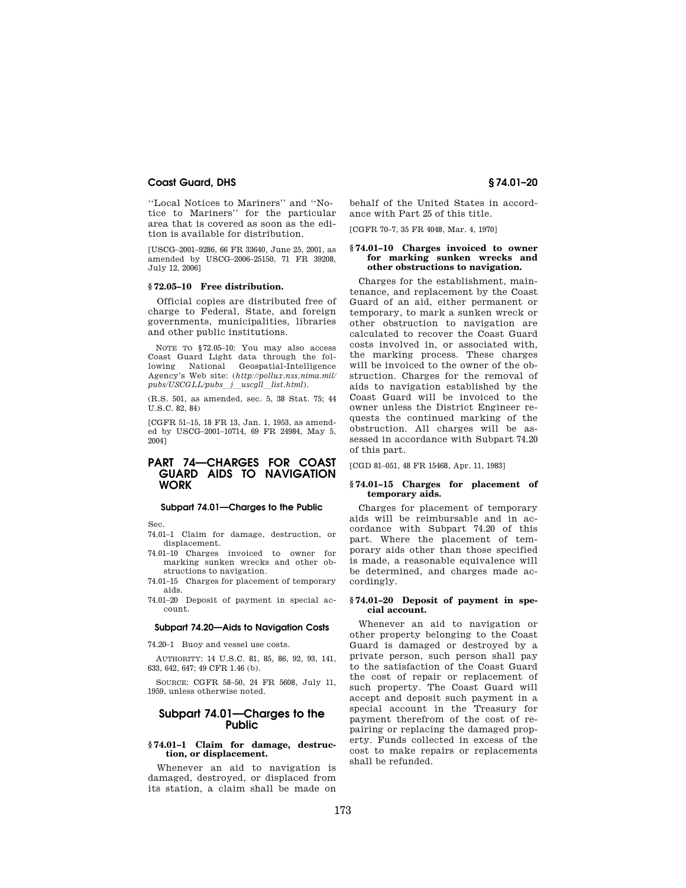''Local Notices to Mariners'' and ''Notice to Mariners'' for the particular area that is covered as soon as the edition is available for distribution.

[USCG–2001–9286, 66 FR 33640, June 25, 2001, as amended by USCG–2006–25150, 71 FR 39208, July 12, 2006]

**§ 72.05–10 Free distribution.**

Official copies are distributed free of charge to Federal, State, and foreign governments, municipalities, libraries and other public institutions.

NOTE TO §72.05–10: You may also access Coast Guard Light data through the following National Geospatial-Intelligence Agency's Web site: (*http://pollux.nss.nima.mil/pubs/USCGLL/pubs_j_uscgll_list.html*).

(R.S. 501, as amended, sec. 5, 38 Stat. 75; 44 U.S.C. 82, 84)

[CGFR 51–15, 18 FR 13, Jan. 1, 1953, as amended by USCG–2001–10714, 69 FR 24984, May 5, 2004]

# PART 74—CHARGES FOR COAST GUARD AIDS TO NAVIGATION WORK

#### Subpart 74.01—Charges to the Public

Sec.
- 74.01–1 Claim for damage, destruction, or displacement.
- 74.01–10 Charges invoiced to owner for marking sunken wrecks and other obstructions to navigation.
- 74.01–15 Charges for placement of temporary aids.
- 74.01–20 Deposit of payment in special account.

#### Subpart 74.20—Aids to Navigation Costs

- 74.20–1 Buoy and vessel use costs.

AUTHORITY: 14 U.S.C. 81, 85, 86, 92, 93, 141, 633, 642, 647; 49 CFR 1.46 (b).

SOURCE: CGFR 58–50, 24 FR 5608, July 11, 1959, unless otherwise noted.

## Subpart 74.01—Charges to the Public

**§ 74.01–1 Claim for damage, destruction, or displacement.**

Whenever an aid to navigation is damaged, destroyed, or displaced from its station, a claim shall be made on behalf of the United States in accordance with Part 25 of this title.

[CGFR 70–7, 35 FR 4048, Mar. 4, 1970]

**§ 74.01–10 Charges invoiced to owner for marking sunken wrecks and other obstructions to navigation.**

Charges for the establishment, maintenance, and replacement by the Coast Guard of an aid, either permanent or temporary, to mark a sunken wreck or other obstruction to navigation are calculated to recover the Coast Guard costs involved in, or associated with, the marking process. These charges will be invoiced to the owner of the obstruction. Charges for the removal of aids to navigation established by the Coast Guard will be invoiced to the owner unless the District Engineer requests the continued marking of the obstruction. All charges will be assessed in accordance with Subpart 74.20 of this part.

[CGD 81–051, 48 FR 15468, Apr. 11, 1983]

**§ 74.01–15 Charges for placement of temporary aids.**

Charges for placement of temporary aids will be reimbursable and in accordance with Subpart 74.20 of this part. Where the placement of temporary aids other than those specified is made, a reasonable equivalence will be determined, and charges made accordingly.

**§ 74.01–20 Deposit of payment in special account.**

Whenever an aid to navigation or other property belonging to the Coast Guard is damaged or destroyed by a private person, such person shall pay to the satisfaction of the Coast Guard the cost of repair or replacement of such property. The Coast Guard will accept and deposit such payment in a special account in the Treasury for payment therefrom of the cost of repairing or replacing the damaged property. Funds collected in excess of the cost to make repairs or replacements shall be refunded.